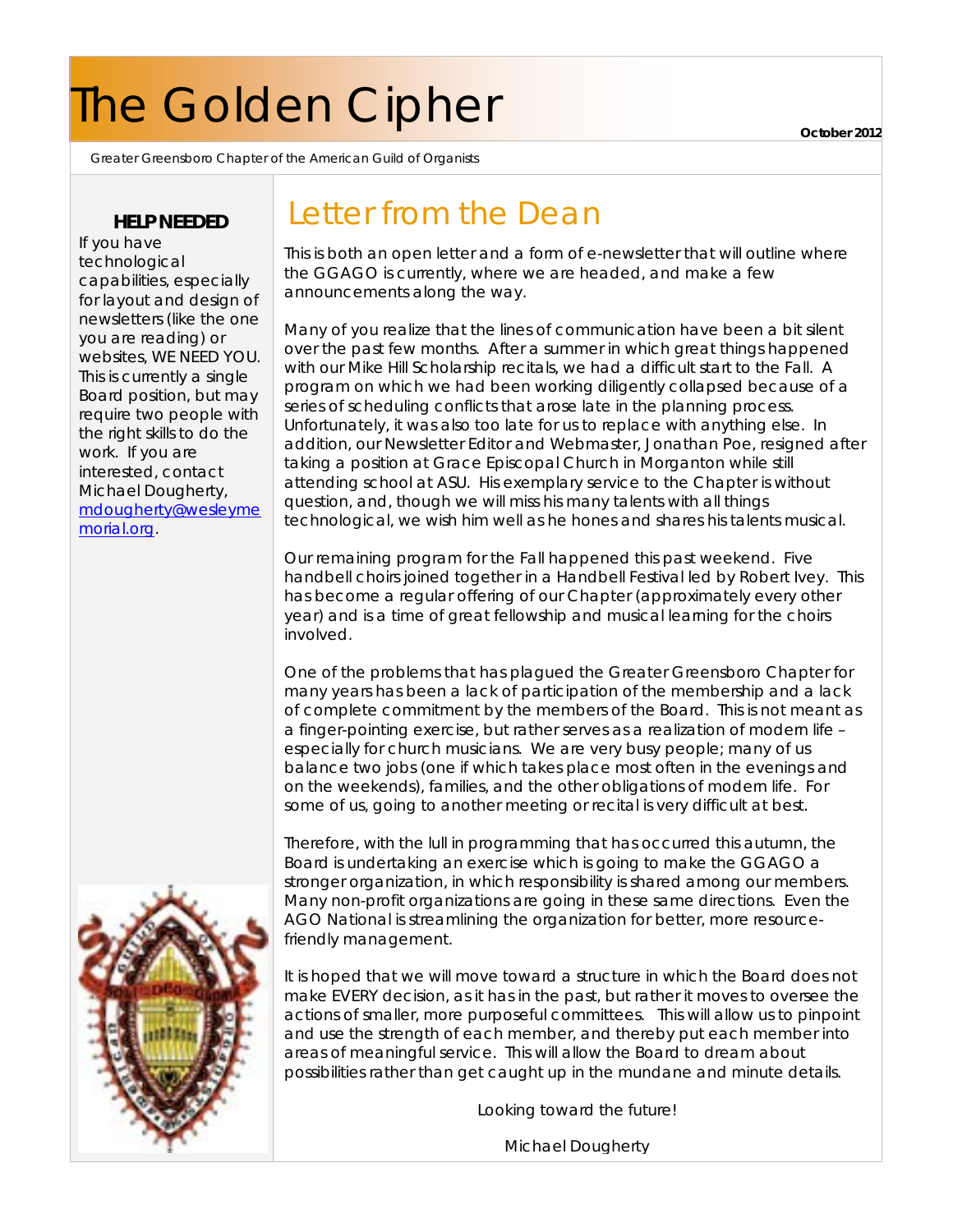# The Golden Cipher

October 2012

Greater Greensboro Chapter of the American Guild of Organists

## Letter from the Dean

This is both an open letter and a form of e-newsletter that will outline where the GGAGO is currently, where we are headed, and make a few announcements along the way.

Many of you realize that the lines of communication have been a bit silent over the past few months. After a summer in which great things happened with our Mike Hill Scholarship recitals, we had a difficult start to the Fall. A program on which we had been working diligently collapsed because of a series of scheduling conflicts that arose late in the planning process. Unfortunately, it was also too late for us to replace with anything else. In addition, our Newsletter Editor and Webmaster, Jonathan Poe, resigned after taking a position at Grace Episcopal Church in Morganton while still attending school at ASU. His exemplary service to the Chapter is without question, and, though we will miss his many talents with all things technological, we wish him well as he hones and shares his talents musical.

Our remaining program for the Fall happened this past weekend. Five handbell choirs joined together in a Handbell Festival led by Robert Ivey. This has become a regular offering of our Chapter (approximately every other year) and is a time of great fellowship and musical learning for the choirs involved.

One of the problems that has plagued the Greater Greensboro Chapter for many years has been a lack of participation of the membership and a lack of complete commitment by the members of the Board. This is not meant as a finger-pointing exercise, but rather serves as a realization of modern life – especially for church musicians. We are very busy people; many of us balance two jobs (one if which takes place most often in the evenings and on the weekends), families, and the other obligations of modern life. For some of us, going to another meeting or recital is very difficult at best.

Therefore, with the lull in programming that has occurred this autumn, the Board is undertaking an exercise which is going to make the GGAGO a stronger organization, in which responsibility is shared among our members. Many non-profit organizations are going in these same directions. Even the AGO National is streamlining the organization for better, more resource-friendly management.

It is hoped that we will move toward a structure in which the Board does not make EVERY decision, as it has in the past, but rather it moves to oversee the actions of smaller, more purposeful committees. This will allow us to pinpoint and use the strength of each member, and thereby put each member into areas of meaningful service. This will allow the Board to dream about possibilities rather than get caught up in the mundane and minute details.

Looking toward the future!

Michael Dougherty

### HELP NEEDED

If you have technological capabilities, especially for layout and design of newsletters (like the one you are reading) or websites, WE NEED YOU. This is currently a single Board position, but may require two people with the right skills to do the work. If you are interested, contact Michael Dougherty, [mdougherty@wesleymemorial.org](mailto:mdougherty@wesleymemorial.org).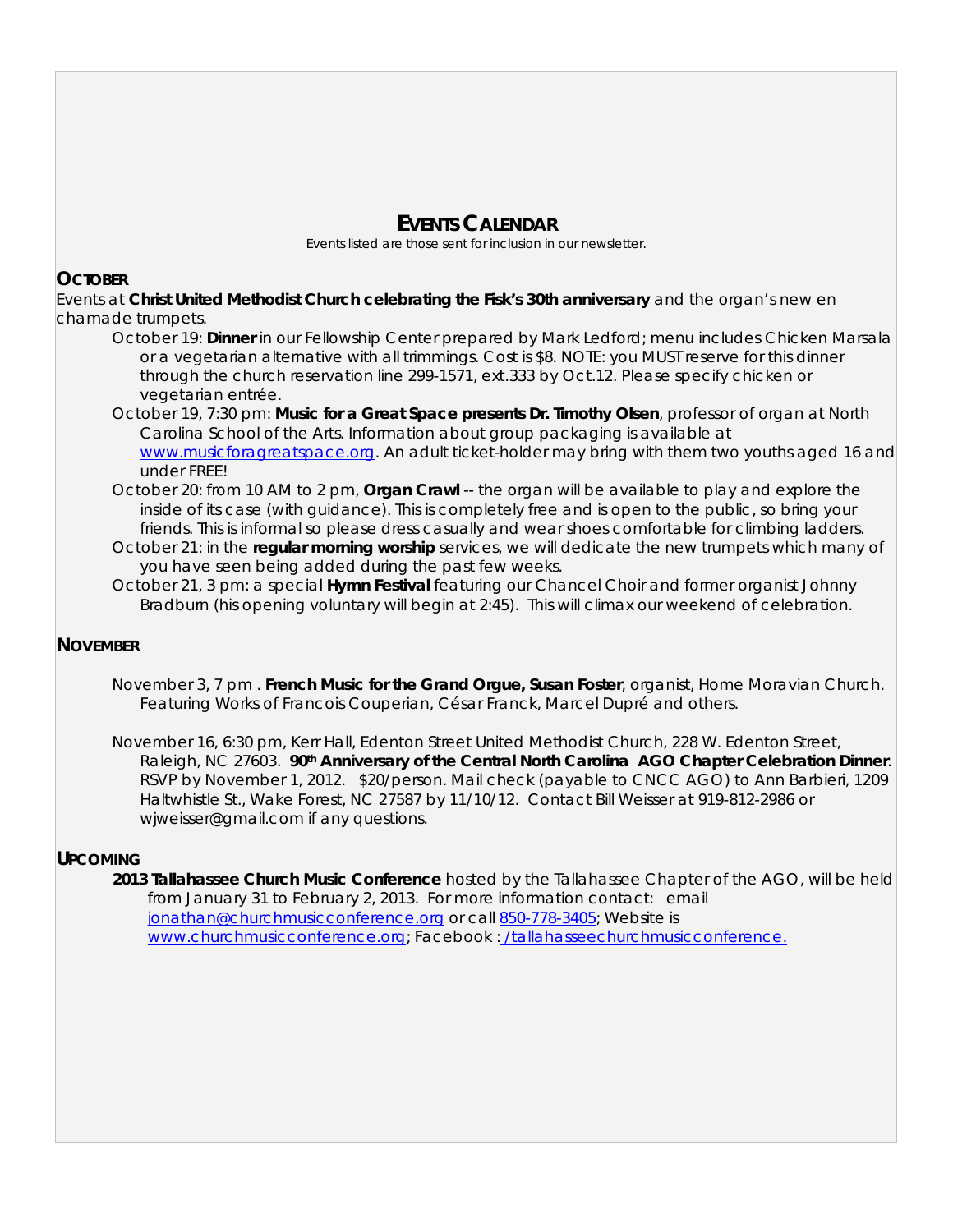# EVENTS CALENDAR

*Events listed are those sent for inclusion in our newsletter.*

## OCTOBER

Events at **Christ United Methodist Church celebrating the Fisk's 30th anniversary** and the organ's new en chamade trumpets.

- October 19: **Dinner** in our Fellowship Center prepared by Mark Ledford; menu includes Chicken Marsala or a vegetarian alternative with all trimmings. Cost is $8. NOTE: you MUST reserve for this dinner through the church reservation line 299-1571, ext.333 by Oct.12. Please specify chicken or vegetarian entrée.
- October 19, 7:30 pm: **Music for a Great Space presents Dr. Timothy Olsen**, professor of organ at North Carolina School of the Arts. Information about group packaging is available at www.musicforagreatspace.org. An adult ticket-holder may bring with them two youths aged 16 and under FREE!
- October 20: from 10 AM to 2 pm, **Organ Crawl** -- the organ will be available to play and explore the inside of its case (with guidance). This is completely free and is open to the public, so bring your friends. This is informal so please dress casually and wear shoes comfortable for climbing ladders.
- October 21: in the **regular morning worship** services, we will dedicate the new trumpets which many of you have seen being added during the past few weeks.
- October 21, 3 pm: a special **Hymn Festival** featuring our Chancel Choir and former organist Johnny Bradburn (his opening voluntary will begin at 2:45). This will climax our weekend of celebration.

## NOVEMBER

November 3, 7 pm . **French Music for the Grand Orgue, Susan Foster**, organist, Home Moravian Church. Featuring Works of Francois Couperian, César Franck, Marcel Dupré and others.

November 16, 6:30 pm, Kerr Hall, Edenton Street United Methodist Church, 228 W. Edenton Street, Raleigh, NC 27603. **90th Anniversary of the Central North Carolina AGO Chapter Celebration Dinner**. RSVP by November 1, 2012. $20/person. Mail check (payable to CNCC AGO) to Ann Barbieri, 1209 Haltwhistle St., Wake Forest, NC 27587 by 11/10/12. Contact Bill Weisser at 919-812-2986 or wjweisser@gmail.com if any questions.

## UPCOMING

**2013 Tallahassee Church Music Conference** hosted by the Tallahassee Chapter of the AGO, will be held from January 31 to February 2, 2013. For more information contact: email jonathan@churchmusicconference.org or call 850-778-3405; Website is www.churchmusicconference.org; Facebook : /tallahasseechurchmusicconference.